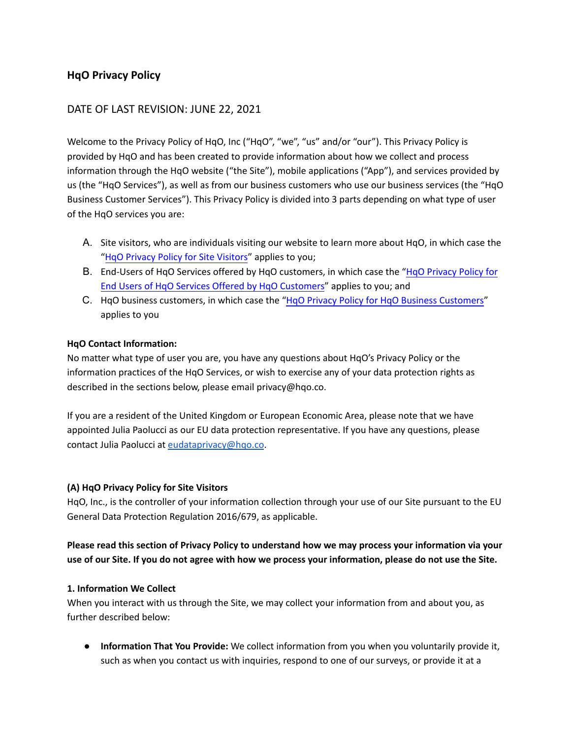# HqO Privacy Policy

## DATE OF LAST REVISION: JUNE 22, 2021

Welcome to the Privacy Policy of HqO, Inc ("HqO", "we", "us" and/or "our"). This Privacy Policy is provided by HqO and has been created to provide information about how we collect and process information through the HqO website ("the Site"), mobile applications ("App"), and services provided by us (the "HqO Services"), as well as from our business customers who use our business services (the "HqO Business Customer Services"). This Privacy Policy is divided into 3 parts depending on what type of user of the HqO services you are:

A. Site visitors, who are individuals visiting our website to learn more about HqO, in which case the "HqO Privacy Policy for Site Visitors" applies to you;
B. End-Users of HqO Services offered by HqO customers, in which case the "HqO Privacy Policy for End Users of HqO Services Offered by HqO Customers" applies to you; and
C. HqO business customers, in which case the "HqO Privacy Policy for HqO Business Customers" applies to you

**HqO Contact Information:**
No matter what type of user you are, you have any questions about HqO's Privacy Policy or the information practices of the HqO Services, or wish to exercise any of your data protection rights as described in the sections below, please email privacy@hqo.co.

If you are a resident of the United Kingdom or European Economic Area, please note that we have appointed Julia Paolucci as our EU data protection representative. If you have any questions, please contact Julia Paolucci at eudataprivacy@hqo.co.

**(A) HqO Privacy Policy for Site Visitors**
HqO, Inc., is the controller of your information collection through your use of our Site pursuant to the EU General Data Protection Regulation 2016/679, as applicable.

**Please read this section of Privacy Policy to understand how we may process your information via your use of our Site. If you do not agree with how we process your information, please do not use the Site.**

**1. Information We Collect**
When you interact with us through the Site, we may collect your information from and about you, as further described below:

- **Information That You Provide:** We collect information from you when you voluntarily provide it, such as when you contact us with inquiries, respond to one of our surveys, or provide it at a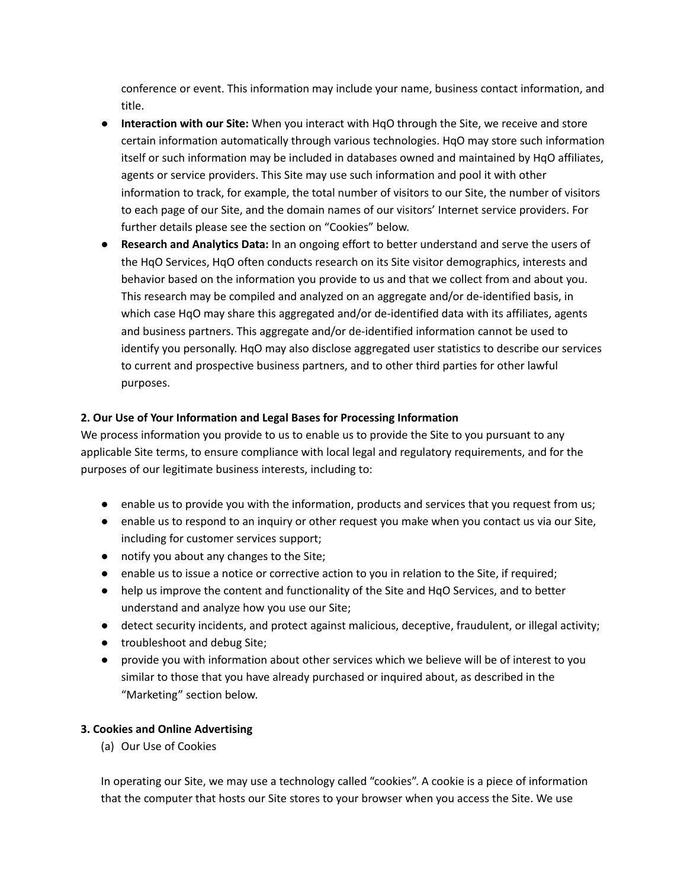conference or event. This information may include your name, business contact information, and title.

- **Interaction with our Site:** When you interact with HqO through the Site, we receive and store certain information automatically through various technologies. HqO may store such information itself or such information may be included in databases owned and maintained by HqO affiliates, agents or service providers. This Site may use such information and pool it with other information to track, for example, the total number of visitors to our Site, the number of visitors to each page of our Site, and the domain names of our visitors' Internet service providers. For further details please see the section on "Cookies" below.
- **Research and Analytics Data:** In an ongoing effort to better understand and serve the users of the HqO Services, HqO often conducts research on its Site visitor demographics, interests and behavior based on the information you provide to us and that we collect from and about you. This research may be compiled and analyzed on an aggregate and/or de-identified basis, in which case HqO may share this aggregated and/or de-identified data with its affiliates, agents and business partners. This aggregate and/or de-identified information cannot be used to identify you personally. HqO may also disclose aggregated user statistics to describe our services to current and prospective business partners, and to other third parties for other lawful purposes.

**2. Our Use of Your Information and Legal Bases for Processing Information**

We process information you provide to us to enable us to provide the Site to you pursuant to any applicable Site terms, to ensure compliance with local legal and regulatory requirements, and for the purposes of our legitimate business interests, including to:

- enable us to provide you with the information, products and services that you request from us;
- enable us to respond to an inquiry or other request you make when you contact us via our Site, including for customer services support;
- notify you about any changes to the Site;
- enable us to issue a notice or corrective action to you in relation to the Site, if required;
- help us improve the content and functionality of the Site and HqO Services, and to better understand and analyze how you use our Site;
- detect security incidents, and protect against malicious, deceptive, fraudulent, or illegal activity;
- troubleshoot and debug Site;
- provide you with information about other services which we believe will be of interest to you similar to those that you have already purchased or inquired about, as described in the "Marketing" section below.

**3. Cookies and Online Advertising**

(a) Our Use of Cookies

In operating our Site, we may use a technology called "cookies". A cookie is a piece of information that the computer that hosts our Site stores to your browser when you access the Site. We use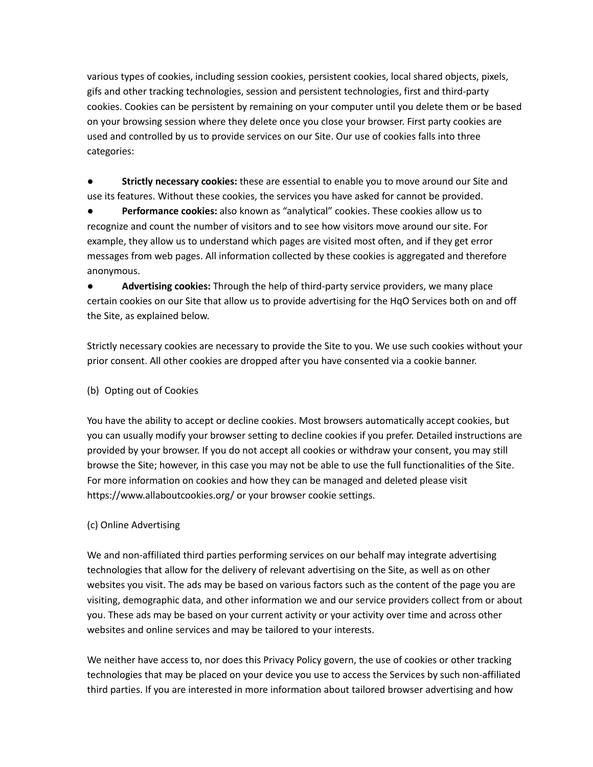various types of cookies, including session cookies, persistent cookies, local shared objects, pixels, gifs and other tracking technologies, session and persistent technologies, first and third-party cookies. Cookies can be persistent by remaining on your computer until you delete them or be based on your browsing session where they delete once you close your browser. First party cookies are used and controlled by us to provide services on our Site. Our use of cookies falls into three categories:

- **Strictly necessary cookies:** these are essential to enable you to move around our Site and use its features. Without these cookies, the services you have asked for cannot be provided.
- **Performance cookies:** also known as "analytical" cookies. These cookies allow us to recognize and count the number of visitors and to see how visitors move around our site. For example, they allow us to understand which pages are visited most often, and if they get error messages from web pages. All information collected by these cookies is aggregated and therefore anonymous.
- **Advertising cookies:** Through the help of third-party service providers, we many place certain cookies on our Site that allow us to provide advertising for the HqO Services both on and off the Site, as explained below.

Strictly necessary cookies are necessary to provide the Site to you. We use such cookies without your prior consent. All other cookies are dropped after you have consented via a cookie banner.

(b) Opting out of Cookies

You have the ability to accept or decline cookies. Most browsers automatically accept cookies, but you can usually modify your browser setting to decline cookies if you prefer. Detailed instructions are provided by your browser. If you do not accept all cookies or withdraw your consent, you may still browse the Site; however, in this case you may not be able to use the full functionalities of the Site. For more information on cookies and how they can be managed and deleted please visit https://www.allaboutcookies.org/ or your browser cookie settings.

(c) Online Advertising

We and non-affiliated third parties performing services on our behalf may integrate advertising technologies that allow for the delivery of relevant advertising on the Site, as well as on other websites you visit. The ads may be based on various factors such as the content of the page you are visiting, demographic data, and other information we and our service providers collect from or about you. These ads may be based on your current activity or your activity over time and across other websites and online services and may be tailored to your interests.

We neither have access to, nor does this Privacy Policy govern, the use of cookies or other tracking technologies that may be placed on your device you use to access the Services by such non-affiliated third parties. If you are interested in more information about tailored browser advertising and how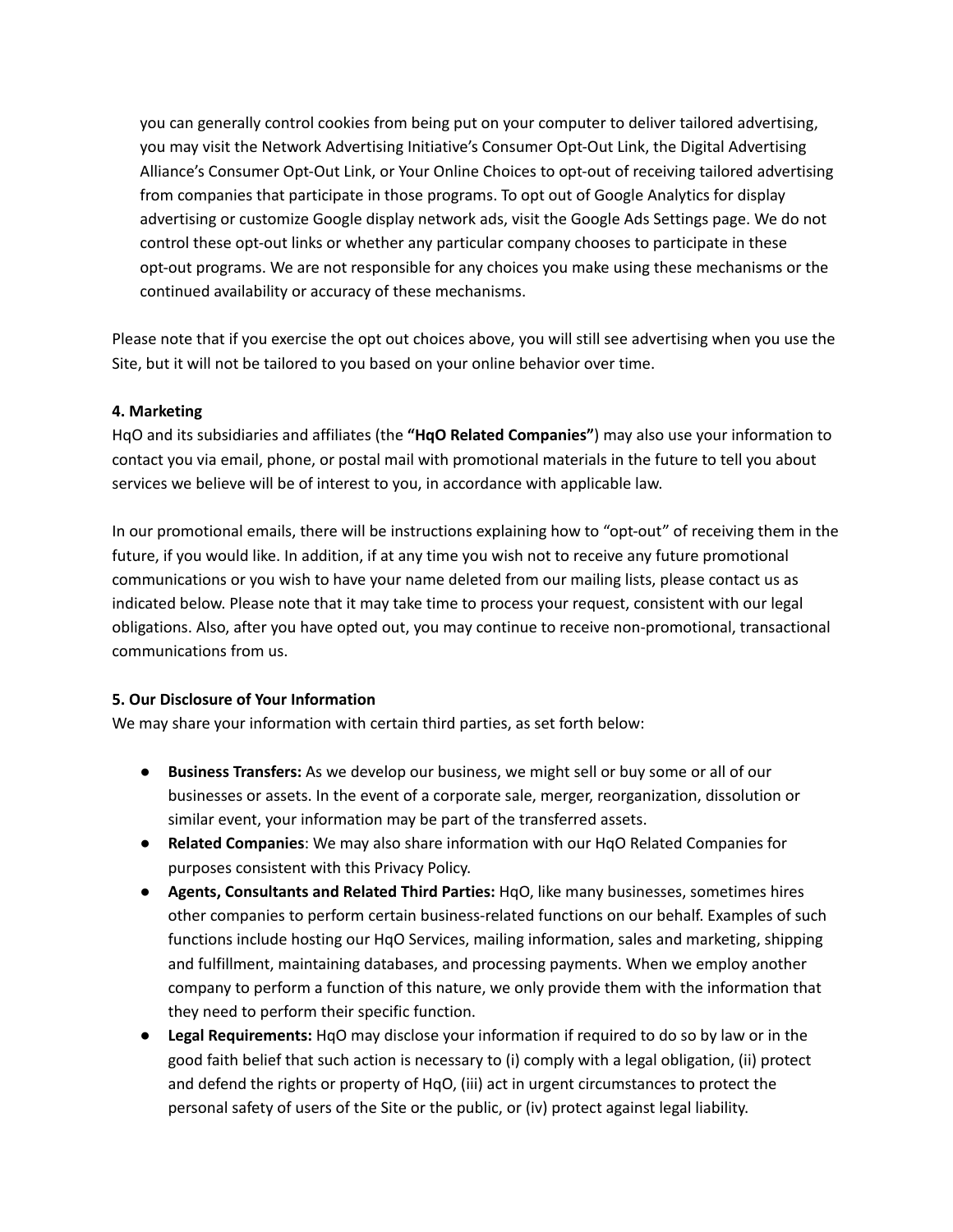you can generally control cookies from being put on your computer to deliver tailored advertising, you may visit the Network Advertising Initiative's Consumer Opt-Out Link, the Digital Advertising Alliance's Consumer Opt-Out Link, or Your Online Choices to opt-out of receiving tailored advertising from companies that participate in those programs. To opt out of Google Analytics for display advertising or customize Google display network ads, visit the Google Ads Settings page. We do not control these opt-out links or whether any particular company chooses to participate in these opt-out programs. We are not responsible for any choices you make using these mechanisms or the continued availability or accuracy of these mechanisms.

Please note that if you exercise the opt out choices above, you will still see advertising when you use the Site, but it will not be tailored to you based on your online behavior over time.

**4. Marketing**

HqO and its subsidiaries and affiliates (the **"HqO Related Companies"**) may also use your information to contact you via email, phone, or postal mail with promotional materials in the future to tell you about services we believe will be of interest to you, in accordance with applicable law.

In our promotional emails, there will be instructions explaining how to "opt-out" of receiving them in the future, if you would like. In addition, if at any time you wish not to receive any future promotional communications or you wish to have your name deleted from our mailing lists, please contact us as indicated below. Please note that it may take time to process your request, consistent with our legal obligations. Also, after you have opted out, you may continue to receive non-promotional, transactional communications from us.

**5. Our Disclosure of Your Information**

We may share your information with certain third parties, as set forth below:

- **Business Transfers:** As we develop our business, we might sell or buy some or all of our businesses or assets. In the event of a corporate sale, merger, reorganization, dissolution or similar event, your information may be part of the transferred assets.
- **Related Companies**: We may also share information with our HqO Related Companies for purposes consistent with this Privacy Policy.
- **Agents, Consultants and Related Third Parties:** HqO, like many businesses, sometimes hires other companies to perform certain business-related functions on our behalf. Examples of such functions include hosting our HqO Services, mailing information, sales and marketing, shipping and fulfillment, maintaining databases, and processing payments. When we employ another company to perform a function of this nature, we only provide them with the information that they need to perform their specific function.
- **Legal Requirements:** HqO may disclose your information if required to do so by law or in the good faith belief that such action is necessary to (i) comply with a legal obligation, (ii) protect and defend the rights or property of HqO, (iii) act in urgent circumstances to protect the personal safety of users of the Site or the public, or (iv) protect against legal liability.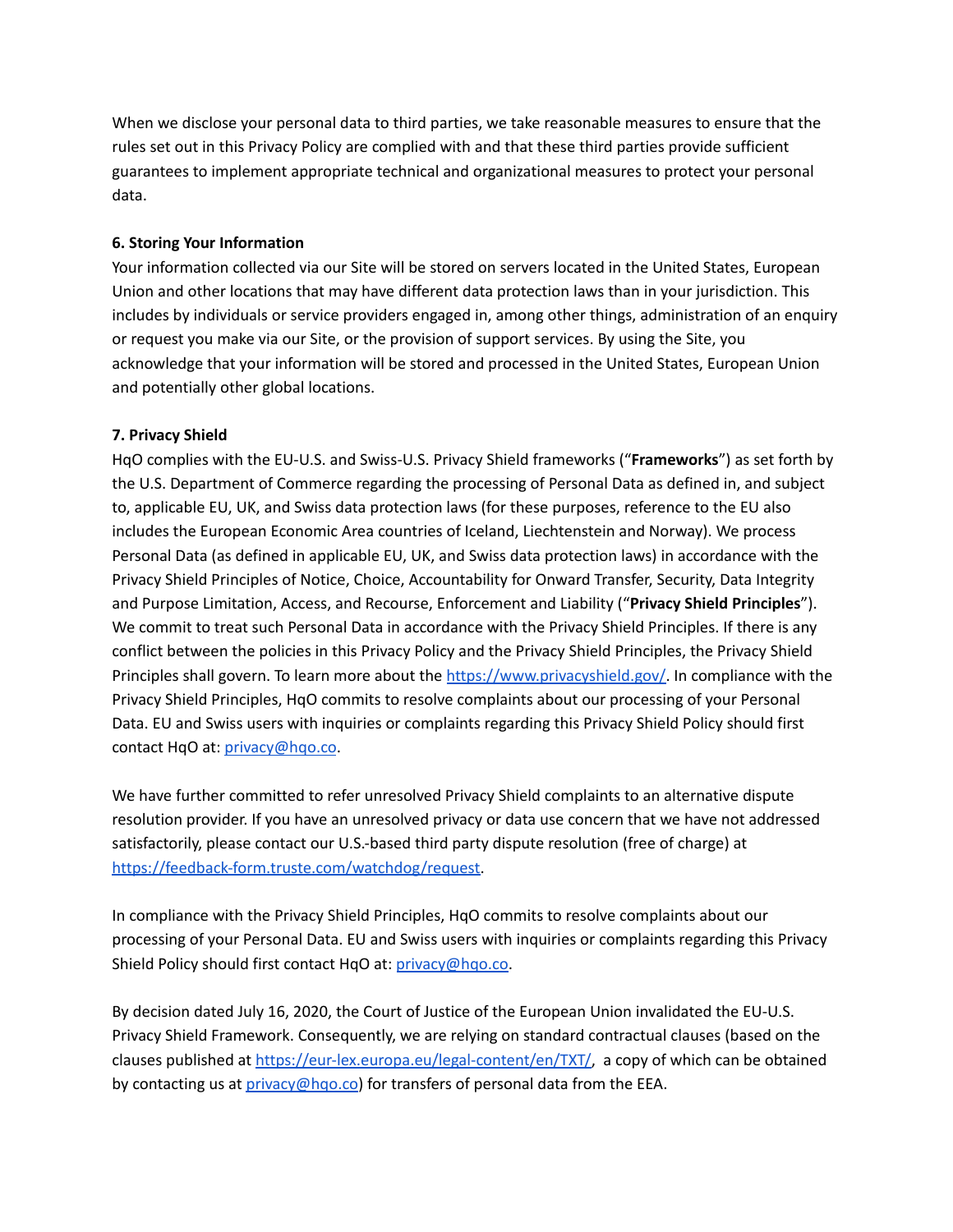When we disclose your personal data to third parties, we take reasonable measures to ensure that the rules set out in this Privacy Policy are complied with and that these third parties provide sufficient guarantees to implement appropriate technical and organizational measures to protect your personal data.

**6. Storing Your Information**

Your information collected via our Site will be stored on servers located in the United States, European Union and other locations that may have different data protection laws than in your jurisdiction. This includes by individuals or service providers engaged in, among other things, administration of an enquiry or request you make via our Site, or the provision of support services. By using the Site, you acknowledge that your information will be stored and processed in the United States, European Union and potentially other global locations.

**7. Privacy Shield**

HqO complies with the EU-U.S. and Swiss-U.S. Privacy Shield frameworks ("**Frameworks**") as set forth by the U.S. Department of Commerce regarding the processing of Personal Data as defined in, and subject to, applicable EU, UK, and Swiss data protection laws (for these purposes, reference to the EU also includes the European Economic Area countries of Iceland, Liechtenstein and Norway). We process Personal Data (as defined in applicable EU, UK, and Swiss data protection laws) in accordance with the Privacy Shield Principles of Notice, Choice, Accountability for Onward Transfer, Security, Data Integrity and Purpose Limitation, Access, and Recourse, Enforcement and Liability ("**Privacy Shield Principles**"). We commit to treat such Personal Data in accordance with the Privacy Shield Principles. If there is any conflict between the policies in this Privacy Policy and the Privacy Shield Principles, the Privacy Shield Principles shall govern. To learn more about the [https://www.privacyshield.gov/](https://www.privacyshield.gov/). In compliance with the Privacy Shield Principles, HqO commits to resolve complaints about our processing of your Personal Data. EU and Swiss users with inquiries or complaints regarding this Privacy Shield Policy should first contact HqO at: [privacy@hqo.co](mailto:privacy@hqo.co).

We have further committed to refer unresolved Privacy Shield complaints to an alternative dispute resolution provider. If you have an unresolved privacy or data use concern that we have not addressed satisfactorily, please contact our U.S.-based third party dispute resolution (free of charge) at [https://feedback-form.truste.com/watchdog/request](https://feedback-form.truste.com/watchdog/request).

In compliance with the Privacy Shield Principles, HqO commits to resolve complaints about our processing of your Personal Data. EU and Swiss users with inquiries or complaints regarding this Privacy Shield Policy should first contact HqO at: [privacy@hqo.co](mailto:privacy@hqo.co).

By decision dated July 16, 2020, the Court of Justice of the European Union invalidated the EU-U.S. Privacy Shield Framework. Consequently, we are relying on standard contractual clauses (based on the clauses published at [https://eur-lex.europa.eu/legal-content/en/TXT/](https://eur-lex.europa.eu/legal-content/en/TXT/), a copy of which can be obtained by contacting us at [privacy@hqo.co](mailto:privacy@hqo.co)) for transfers of personal data from the EEA.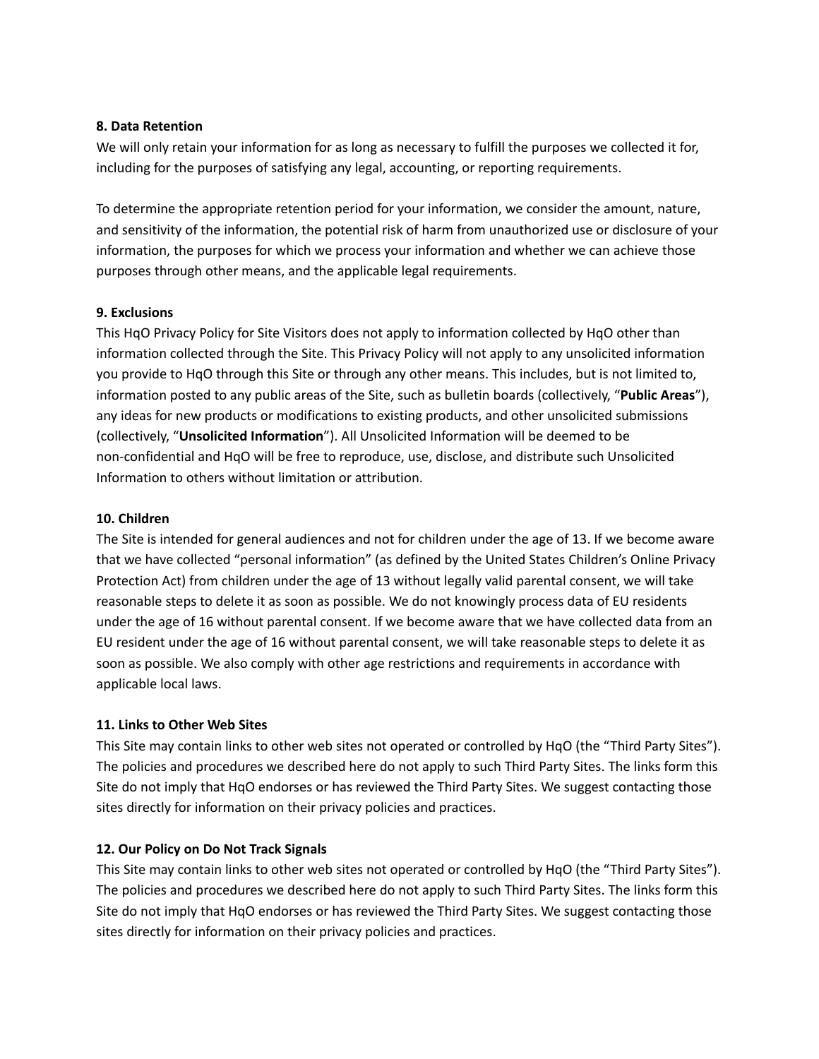**8. Data Retention**

We will only retain your information for as long as necessary to fulfill the purposes we collected it for, including for the purposes of satisfying any legal, accounting, or reporting requirements.

To determine the appropriate retention period for your information, we consider the amount, nature, and sensitivity of the information, the potential risk of harm from unauthorized use or disclosure of your information, the purposes for which we process your information and whether we can achieve those purposes through other means, and the applicable legal requirements.

**9. Exclusions**

This HqO Privacy Policy for Site Visitors does not apply to information collected by HqO other than information collected through the Site. This Privacy Policy will not apply to any unsolicited information you provide to HqO through this Site or through any other means. This includes, but is not limited to, information posted to any public areas of the Site, such as bulletin boards (collectively, "**Public Areas**"), any ideas for new products or modifications to existing products, and other unsolicited submissions (collectively, "**Unsolicited Information**"). All Unsolicited Information will be deemed to be non-confidential and HqO will be free to reproduce, use, disclose, and distribute such Unsolicited Information to others without limitation or attribution.

**10. Children**

The Site is intended for general audiences and not for children under the age of 13. If we become aware that we have collected "personal information" (as defined by the United States Children's Online Privacy Protection Act) from children under the age of 13 without legally valid parental consent, we will take reasonable steps to delete it as soon as possible. We do not knowingly process data of EU residents under the age of 16 without parental consent. If we become aware that we have collected data from an EU resident under the age of 16 without parental consent, we will take reasonable steps to delete it as soon as possible. We also comply with other age restrictions and requirements in accordance with applicable local laws.

**11. Links to Other Web Sites**

This Site may contain links to other web sites not operated or controlled by HqO (the "Third Party Sites"). The policies and procedures we described here do not apply to such Third Party Sites. The links form this Site do not imply that HqO endorses or has reviewed the Third Party Sites. We suggest contacting those sites directly for information on their privacy policies and practices.

**12. Our Policy on Do Not Track Signals**

This Site may contain links to other web sites not operated or controlled by HqO (the "Third Party Sites"). The policies and procedures we described here do not apply to such Third Party Sites. The links form this Site do not imply that HqO endorses or has reviewed the Third Party Sites. We suggest contacting those sites directly for information on their privacy policies and practices.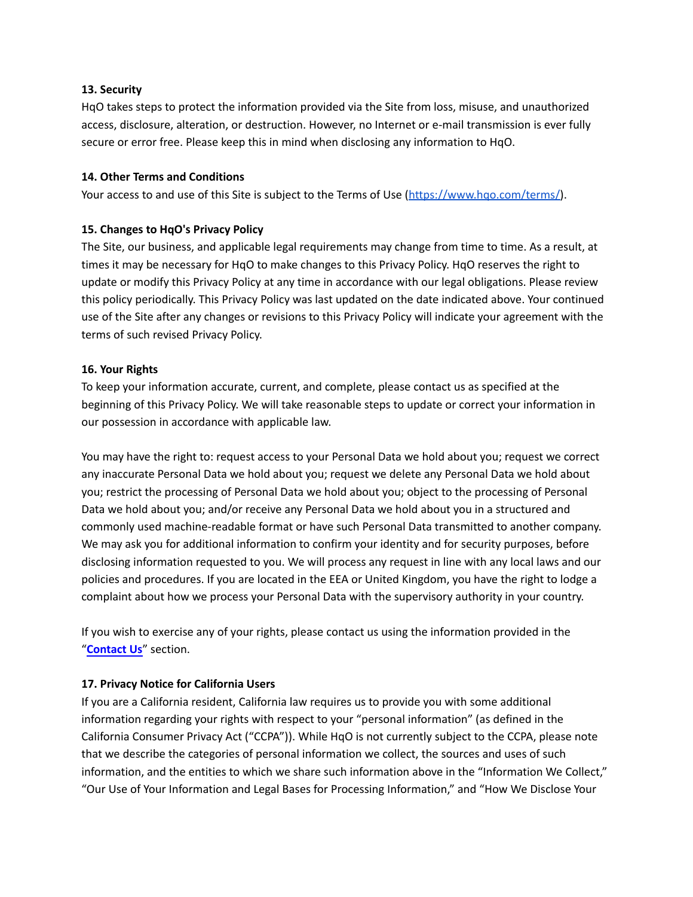**13. Security**

HqO takes steps to protect the information provided via the Site from loss, misuse, and unauthorized access, disclosure, alteration, or destruction. However, no Internet or e-mail transmission is ever fully secure or error free. Please keep this in mind when disclosing any information to HqO.

**14. Other Terms and Conditions**

Your access to and use of this Site is subject to the Terms of Use ([https://www.hqo.com/terms/](https://www.hqo.com/terms/)).

**15. Changes to HqO's Privacy Policy**

The Site, our business, and applicable legal requirements may change from time to time. As a result, at times it may be necessary for HqO to make changes to this Privacy Policy. HqO reserves the right to update or modify this Privacy Policy at any time in accordance with our legal obligations. Please review this policy periodically. This Privacy Policy was last updated on the date indicated above. Your continued use of the Site after any changes or revisions to this Privacy Policy will indicate your agreement with the terms of such revised Privacy Policy.

**16. Your Rights**

To keep your information accurate, current, and complete, please contact us as specified at the beginning of this Privacy Policy. We will take reasonable steps to update or correct your information in our possession in accordance with applicable law.

You may have the right to: request access to your Personal Data we hold about you; request we correct any inaccurate Personal Data we hold about you; request we delete any Personal Data we hold about you; restrict the processing of Personal Data we hold about you; object to the processing of Personal Data we hold about you; and/or receive any Personal Data we hold about you in a structured and commonly used machine-readable format or have such Personal Data transmitted to another company. We may ask you for additional information to confirm your identity and for security purposes, before disclosing information requested to you. We will process any request in line with any local laws and our policies and procedures. If you are located in the EEA or United Kingdom, you have the right to lodge a complaint about how we process your Personal Data with the supervisory authority in your country.

If you wish to exercise any of your rights, please contact us using the information provided in the "**Contact Us**" section.

**17. Privacy Notice for California Users**

If you are a California resident, California law requires us to provide you with some additional information regarding your rights with respect to your "personal information" (as defined in the California Consumer Privacy Act ("CCPA")). While HqO is not currently subject to the CCPA, please note that we describe the categories of personal information we collect, the sources and uses of such information, and the entities to which we share such information above in the "Information We Collect," "Our Use of Your Information and Legal Bases for Processing Information," and "How We Disclose Your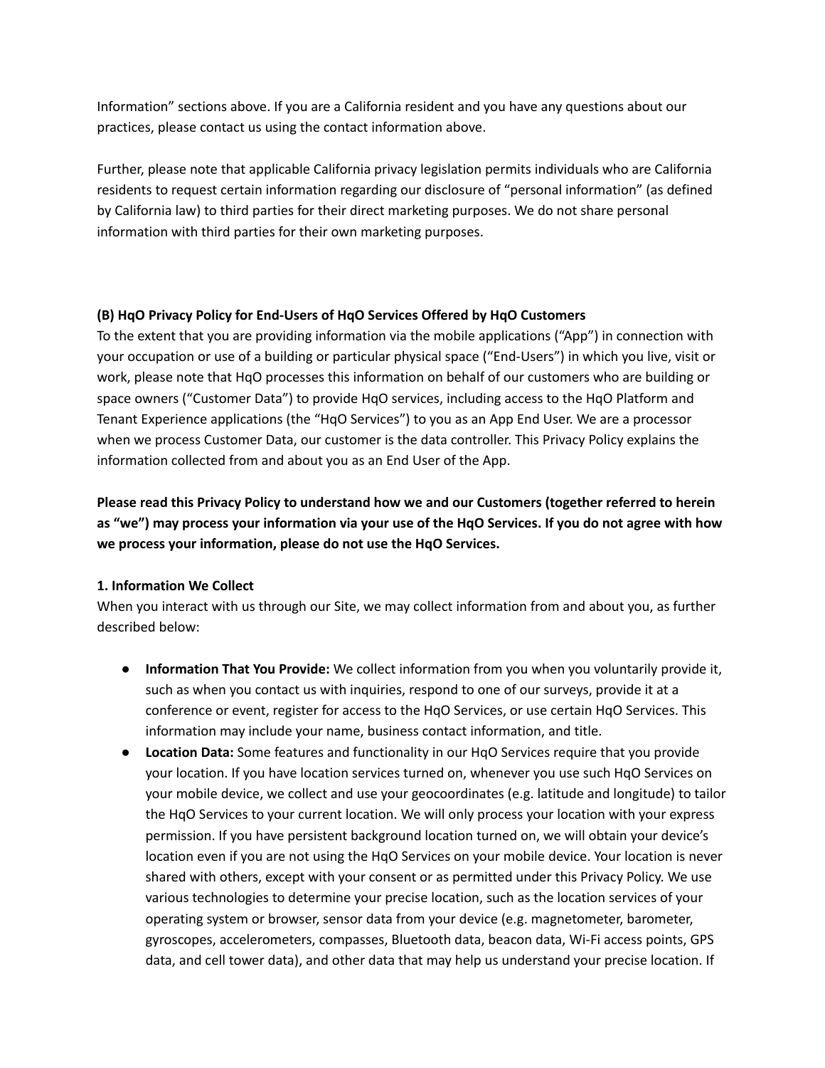Information" sections above. If you are a California resident and you have any questions about our practices, please contact us using the contact information above.

Further, please note that applicable California privacy legislation permits individuals who are California residents to request certain information regarding our disclosure of "personal information" (as defined by California law) to third parties for their direct marketing purposes. We do not share personal information with third parties for their own marketing purposes.

**(B) HqO Privacy Policy for End-Users of HqO Services Offered by HqO Customers**

To the extent that you are providing information via the mobile applications ("App") in connection with your occupation or use of a building or particular physical space ("End-Users") in which you live, visit or work, please note that HqO processes this information on behalf of our customers who are building or space owners ("Customer Data") to provide HqO services, including access to the HqO Platform and Tenant Experience applications (the "HqO Services") to you as an App End User. We are a processor when we process Customer Data, our customer is the data controller. This Privacy Policy explains the information collected from and about you as an End User of the App.

**Please read this Privacy Policy to understand how we and our Customers (together referred to herein as "we") may process your information via your use of the HqO Services. If you do not agree with how we process your information, please do not use the HqO Services.**

**1. Information We Collect**

When you interact with us through our Site, we may collect information from and about you, as further described below:

- **Information That You Provide:** We collect information from you when you voluntarily provide it, such as when you contact us with inquiries, respond to one of our surveys, provide it at a conference or event, register for access to the HqO Services, or use certain HqO Services. This information may include your name, business contact information, and title.
- **Location Data:** Some features and functionality in our HqO Services require that you provide your location. If you have location services turned on, whenever you use such HqO Services on your mobile device, we collect and use your geocoordinates (e.g. latitude and longitude) to tailor the HqO Services to your current location. We will only process your location with your express permission. If you have persistent background location turned on, we will obtain your device's location even if you are not using the HqO Services on your mobile device. Your location is never shared with others, except with your consent or as permitted under this Privacy Policy. We use various technologies to determine your precise location, such as the location services of your operating system or browser, sensor data from your device (e.g. magnetometer, barometer, gyroscopes, accelerometers, compasses, Bluetooth data, beacon data, Wi-Fi access points, GPS data, and cell tower data), and other data that may help us understand your precise location. If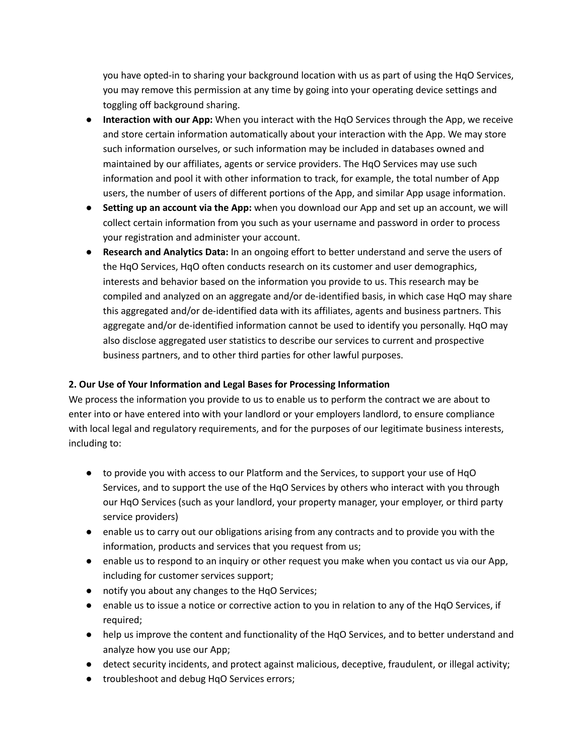you have opted-in to sharing your background location with us as part of using the HqO Services, you may remove this permission at any time by going into your operating device settings and toggling off background sharing.

- **Interaction with our App:** When you interact with the HqO Services through the App, we receive and store certain information automatically about your interaction with the App. We may store such information ourselves, or such information may be included in databases owned and maintained by our affiliates, agents or service providers. The HqO Services may use such information and pool it with other information to track, for example, the total number of App users, the number of users of different portions of the App, and similar App usage information.
- **Setting up an account via the App:** when you download our App and set up an account, we will collect certain information from you such as your username and password in order to process your registration and administer your account.
- **Research and Analytics Data:** In an ongoing effort to better understand and serve the users of the HqO Services, HqO often conducts research on its customer and user demographics, interests and behavior based on the information you provide to us. This research may be compiled and analyzed on an aggregate and/or de-identified basis, in which case HqO may share this aggregated and/or de-identified data with its affiliates, agents and business partners. This aggregate and/or de-identified information cannot be used to identify you personally. HqO may also disclose aggregated user statistics to describe our services to current and prospective business partners, and to other third parties for other lawful purposes.

**2. Our Use of Your Information and Legal Bases for Processing Information**

We process the information you provide to us to enable us to perform the contract we are about to enter into or have entered into with your landlord or your employers landlord, to ensure compliance with local legal and regulatory requirements, and for the purposes of our legitimate business interests, including to:

- to provide you with access to our Platform and the Services, to support your use of HqO Services, and to support the use of the HqO Services by others who interact with you through our HqO Services (such as your landlord, your property manager, your employer, or third party service providers)
- enable us to carry out our obligations arising from any contracts and to provide you with the information, products and services that you request from us;
- enable us to respond to an inquiry or other request you make when you contact us via our App, including for customer services support;
- notify you about any changes to the HqO Services;
- enable us to issue a notice or corrective action to you in relation to any of the HqO Services, if required;
- help us improve the content and functionality of the HqO Services, and to better understand and analyze how you use our App;
- detect security incidents, and protect against malicious, deceptive, fraudulent, or illegal activity;
- troubleshoot and debug HqO Services errors;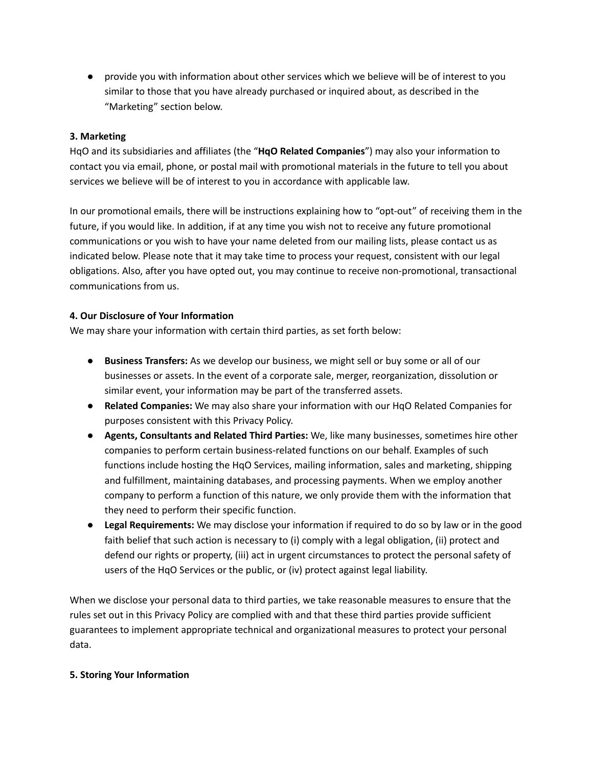- provide you with information about other services which we believe will be of interest to you similar to those that you have already purchased or inquired about, as described in the "Marketing" section below.

**3. Marketing**

HqO and its subsidiaries and affiliates (the "**HqO Related Companies**") may also your information to contact you via email, phone, or postal mail with promotional materials in the future to tell you about services we believe will be of interest to you in accordance with applicable law.

In our promotional emails, there will be instructions explaining how to "opt-out" of receiving them in the future, if you would like. In addition, if at any time you wish not to receive any future promotional communications or you wish to have your name deleted from our mailing lists, please contact us as indicated below. Please note that it may take time to process your request, consistent with our legal obligations. Also, after you have opted out, you may continue to receive non-promotional, transactional communications from us.

**4. Our Disclosure of Your Information**

We may share your information with certain third parties, as set forth below:

- **Business Transfers:** As we develop our business, we might sell or buy some or all of our businesses or assets. In the event of a corporate sale, merger, reorganization, dissolution or similar event, your information may be part of the transferred assets.
- **Related Companies:** We may also share your information with our HqO Related Companies for purposes consistent with this Privacy Policy.
- **Agents, Consultants and Related Third Parties:** We, like many businesses, sometimes hire other companies to perform certain business-related functions on our behalf. Examples of such functions include hosting the HqO Services, mailing information, sales and marketing, shipping and fulfillment, maintaining databases, and processing payments. When we employ another company to perform a function of this nature, we only provide them with the information that they need to perform their specific function.
- **Legal Requirements:** We may disclose your information if required to do so by law or in the good faith belief that such action is necessary to (i) comply with a legal obligation, (ii) protect and defend our rights or property, (iii) act in urgent circumstances to protect the personal safety of users of the HqO Services or the public, or (iv) protect against legal liability.

When we disclose your personal data to third parties, we take reasonable measures to ensure that the rules set out in this Privacy Policy are complied with and that these third parties provide sufficient guarantees to implement appropriate technical and organizational measures to protect your personal data.

**5. Storing Your Information**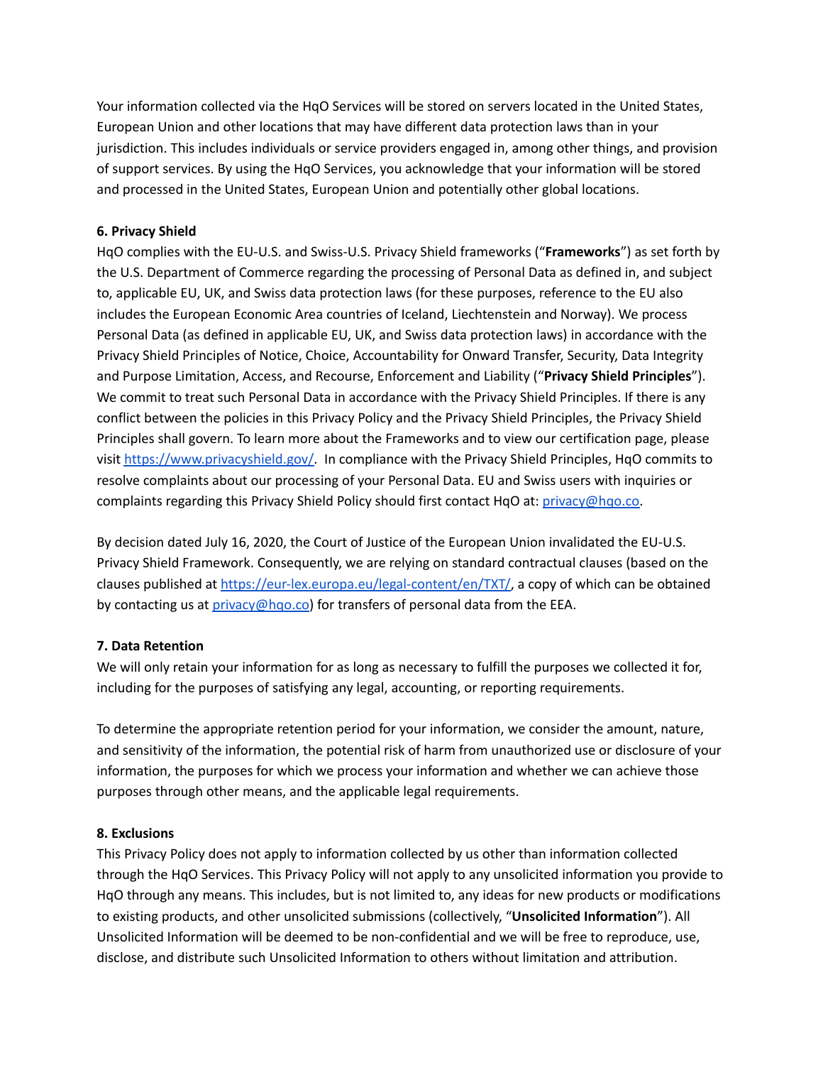Your information collected via the HqO Services will be stored on servers located in the United States, European Union and other locations that may have different data protection laws than in your jurisdiction. This includes individuals or service providers engaged in, among other things, and provision of support services. By using the HqO Services, you acknowledge that your information will be stored and processed in the United States, European Union and potentially other global locations.

**6. Privacy Shield**

HqO complies with the EU-U.S. and Swiss-U.S. Privacy Shield frameworks ("**Frameworks**") as set forth by the U.S. Department of Commerce regarding the processing of Personal Data as defined in, and subject to, applicable EU, UK, and Swiss data protection laws (for these purposes, reference to the EU also includes the European Economic Area countries of Iceland, Liechtenstein and Norway). We process Personal Data (as defined in applicable EU, UK, and Swiss data protection laws) in accordance with the Privacy Shield Principles of Notice, Choice, Accountability for Onward Transfer, Security, Data Integrity and Purpose Limitation, Access, and Recourse, Enforcement and Liability ("**Privacy Shield Principles**"). We commit to treat such Personal Data in accordance with the Privacy Shield Principles. If there is any conflict between the policies in this Privacy Policy and the Privacy Shield Principles, the Privacy Shield Principles shall govern. To learn more about the Frameworks and to view our certification page, please visit [https://www.privacyshield.gov/](https://www.privacyshield.gov/). In compliance with the Privacy Shield Principles, HqO commits to resolve complaints about our processing of your Personal Data. EU and Swiss users with inquiries or complaints regarding this Privacy Shield Policy should first contact HqO at: [privacy@hqo.co](mailto:privacy@hqo.co).

By decision dated July 16, 2020, the Court of Justice of the European Union invalidated the EU-U.S. Privacy Shield Framework. Consequently, we are relying on standard contractual clauses (based on the clauses published at [https://eur-lex.europa.eu/legal-content/en/TXT/](https://eur-lex.europa.eu/legal-content/en/TXT/), a copy of which can be obtained by contacting us at [privacy@hqo.co](mailto:privacy@hqo.co)) for transfers of personal data from the EEA.

**7. Data Retention**

We will only retain your information for as long as necessary to fulfill the purposes we collected it for, including for the purposes of satisfying any legal, accounting, or reporting requirements.

To determine the appropriate retention period for your information, we consider the amount, nature, and sensitivity of the information, the potential risk of harm from unauthorized use or disclosure of your information, the purposes for which we process your information and whether we can achieve those purposes through other means, and the applicable legal requirements.

**8. Exclusions**

This Privacy Policy does not apply to information collected by us other than information collected through the HqO Services. This Privacy Policy will not apply to any unsolicited information you provide to HqO through any means. This includes, but is not limited to, any ideas for new products or modifications to existing products, and other unsolicited submissions (collectively, "**Unsolicited Information**"). All Unsolicited Information will be deemed to be non-confidential and we will be free to reproduce, use, disclose, and distribute such Unsolicited Information to others without limitation and attribution.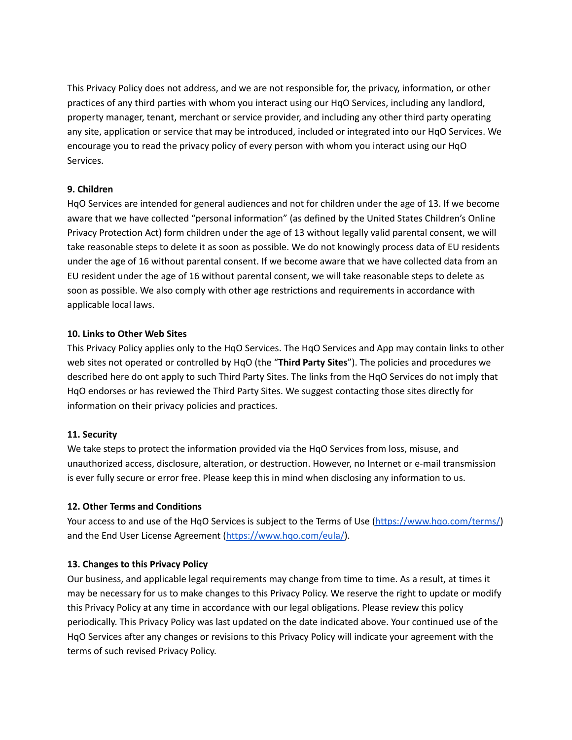This Privacy Policy does not address, and we are not responsible for, the privacy, information, or other practices of any third parties with whom you interact using our HqO Services, including any landlord, property manager, tenant, merchant or service provider, and including any other third party operating any site, application or service that may be introduced, included or integrated into our HqO Services. We encourage you to read the privacy policy of every person with whom you interact using our HqO Services.

**9. Children**

HqO Services are intended for general audiences and not for children under the age of 13. If we become aware that we have collected "personal information" (as defined by the United States Children's Online Privacy Protection Act) form children under the age of 13 without legally valid parental consent, we will take reasonable steps to delete it as soon as possible. We do not knowingly process data of EU residents under the age of 16 without parental consent. If we become aware that we have collected data from an EU resident under the age of 16 without parental consent, we will take reasonable steps to delete as soon as possible. We also comply with other age restrictions and requirements in accordance with applicable local laws.

**10. Links to Other Web Sites**

This Privacy Policy applies only to the HqO Services. The HqO Services and App may contain links to other web sites not operated or controlled by HqO (the "**Third Party Sites**"). The policies and procedures we described here do ont apply to such Third Party Sites. The links from the HqO Services do not imply that HqO endorses or has reviewed the Third Party Sites. We suggest contacting those sites directly for information on their privacy policies and practices.

**11. Security**

We take steps to protect the information provided via the HqO Services from loss, misuse, and unauthorized access, disclosure, alteration, or destruction. However, no Internet or e-mail transmission is ever fully secure or error free. Please keep this in mind when disclosing any information to us.

**12. Other Terms and Conditions**

Your access to and use of the HqO Services is subject to the Terms of Use ([https://www.hqo.com/terms/](https://www.hqo.com/terms/)) and the End User License Agreement ([https://www.hqo.com/eula/](https://www.hqo.com/eula/)).

**13. Changes to this Privacy Policy**

Our business, and applicable legal requirements may change from time to time. As a result, at times it may be necessary for us to make changes to this Privacy Policy. We reserve the right to update or modify this Privacy Policy at any time in accordance with our legal obligations. Please review this policy periodically. This Privacy Policy was last updated on the date indicated above. Your continued use of the HqO Services after any changes or revisions to this Privacy Policy will indicate your agreement with the terms of such revised Privacy Policy.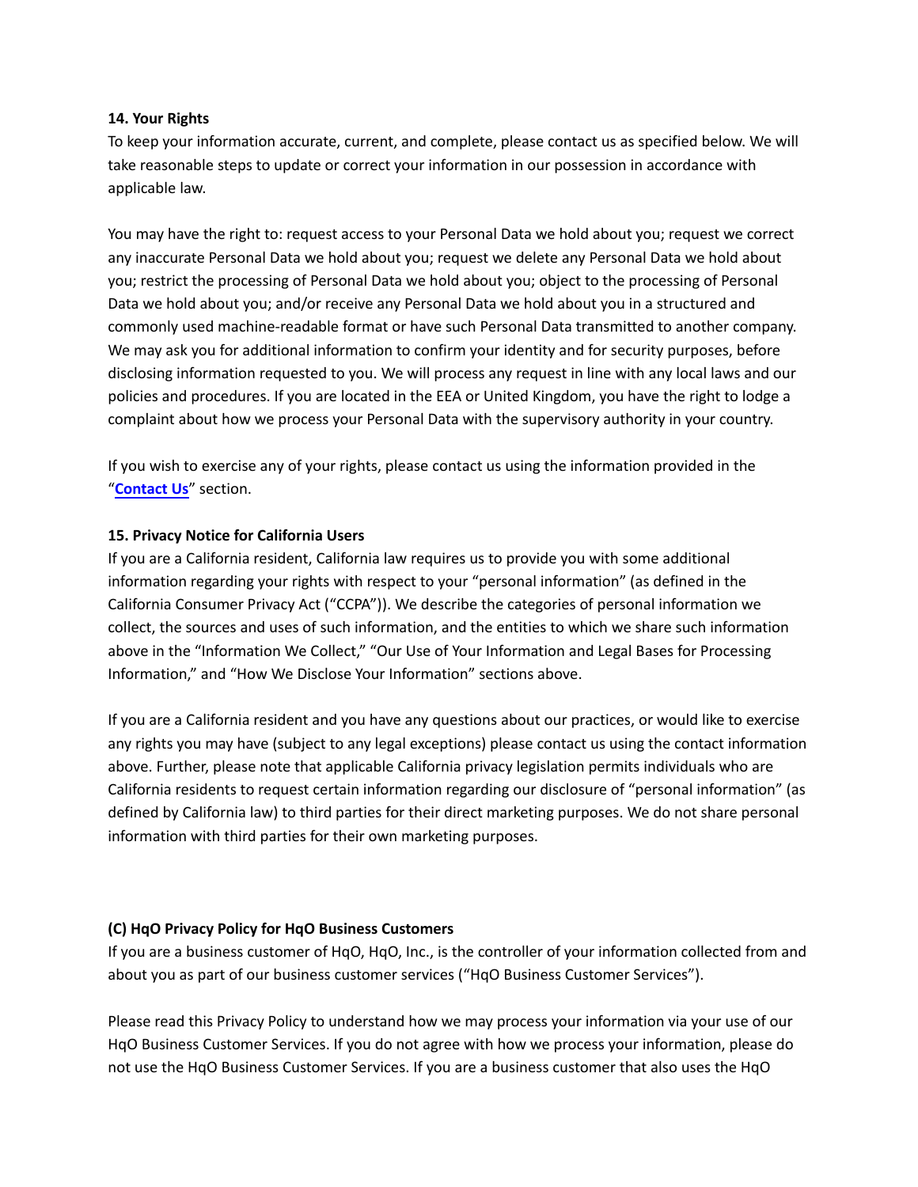**14. Your Rights**

To keep your information accurate, current, and complete, please contact us as specified below. We will take reasonable steps to update or correct your information in our possession in accordance with applicable law.

You may have the right to: request access to your Personal Data we hold about you; request we correct any inaccurate Personal Data we hold about you; request we delete any Personal Data we hold about you; restrict the processing of Personal Data we hold about you; object to the processing of Personal Data we hold about you; and/or receive any Personal Data we hold about you in a structured and commonly used machine-readable format or have such Personal Data transmitted to another company. We may ask you for additional information to confirm your identity and for security purposes, before disclosing information requested to you. We will process any request in line with any local laws and our policies and procedures. If you are located in the EEA or United Kingdom, you have the right to lodge a complaint about how we process your Personal Data with the supervisory authority in your country.

If you wish to exercise any of your rights, please contact us using the information provided in the "**Contact Us**" section.

**15. Privacy Notice for California Users**

If you are a California resident, California law requires us to provide you with some additional information regarding your rights with respect to your "personal information" (as defined in the California Consumer Privacy Act ("CCPA")). We describe the categories of personal information we collect, the sources and uses of such information, and the entities to which we share such information above in the "Information We Collect," "Our Use of Your Information and Legal Bases for Processing Information," and "How We Disclose Your Information" sections above.

If you are a California resident and you have any questions about our practices, or would like to exercise any rights you may have (subject to any legal exceptions) please contact us using the contact information above. Further, please note that applicable California privacy legislation permits individuals who are California residents to request certain information regarding our disclosure of "personal information" (as defined by California law) to third parties for their direct marketing purposes. We do not share personal information with third parties for their own marketing purposes.

**(C) HqO Privacy Policy for HqO Business Customers**

If you are a business customer of HqO, HqO, Inc., is the controller of your information collected from and about you as part of our business customer services ("HqO Business Customer Services").

Please read this Privacy Policy to understand how we may process your information via your use of our HqO Business Customer Services. If you do not agree with how we process your information, please do not use the HqO Business Customer Services. If you are a business customer that also uses the HqO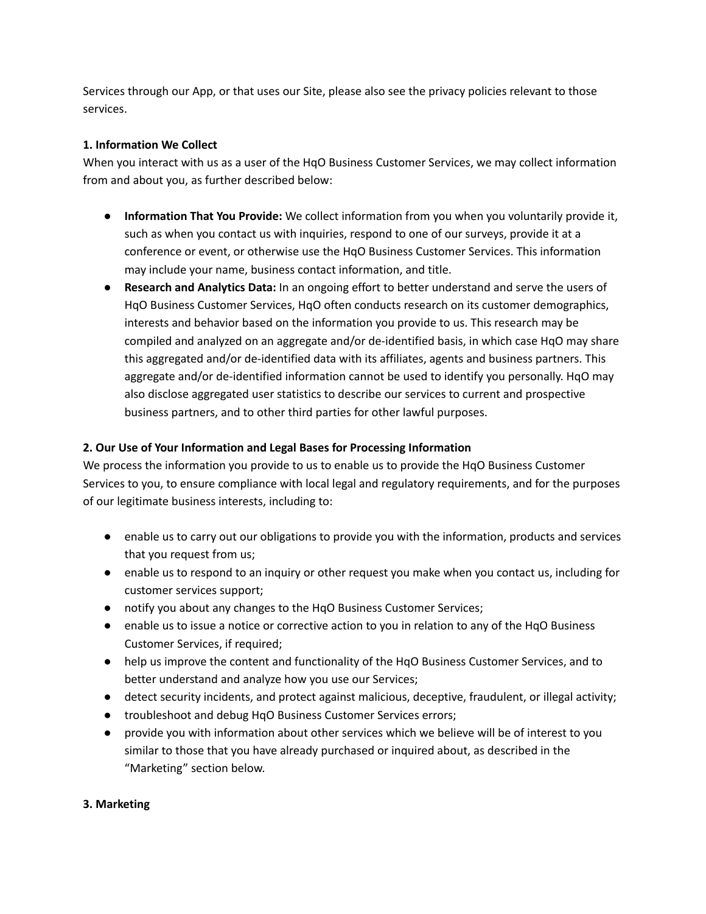Services through our App, or that uses our Site, please also see the privacy policies relevant to those services.

**1. Information We Collect**

When you interact with us as a user of the HqO Business Customer Services, we may collect information from and about you, as further described below:

- **Information That You Provide:** We collect information from you when you voluntarily provide it, such as when you contact us with inquiries, respond to one of our surveys, provide it at a conference or event, or otherwise use the HqO Business Customer Services. This information may include your name, business contact information, and title.
- **Research and Analytics Data:** In an ongoing effort to better understand and serve the users of HqO Business Customer Services, HqO often conducts research on its customer demographics, interests and behavior based on the information you provide to us. This research may be compiled and analyzed on an aggregate and/or de-identified basis, in which case HqO may share this aggregated and/or de-identified data with its affiliates, agents and business partners. This aggregate and/or de-identified information cannot be used to identify you personally. HqO may also disclose aggregated user statistics to describe our services to current and prospective business partners, and to other third parties for other lawful purposes.

**2. Our Use of Your Information and Legal Bases for Processing Information**

We process the information you provide to us to enable us to provide the HqO Business Customer Services to you, to ensure compliance with local legal and regulatory requirements, and for the purposes of our legitimate business interests, including to:

- enable us to carry out our obligations to provide you with the information, products and services that you request from us;
- enable us to respond to an inquiry or other request you make when you contact us, including for customer services support;
- notify you about any changes to the HqO Business Customer Services;
- enable us to issue a notice or corrective action to you in relation to any of the HqO Business Customer Services, if required;
- help us improve the content and functionality of the HqO Business Customer Services, and to better understand and analyze how you use our Services;
- detect security incidents, and protect against malicious, deceptive, fraudulent, or illegal activity;
- troubleshoot and debug HqO Business Customer Services errors;
- provide you with information about other services which we believe will be of interest to you similar to those that you have already purchased or inquired about, as described in the "Marketing" section below.

**3. Marketing**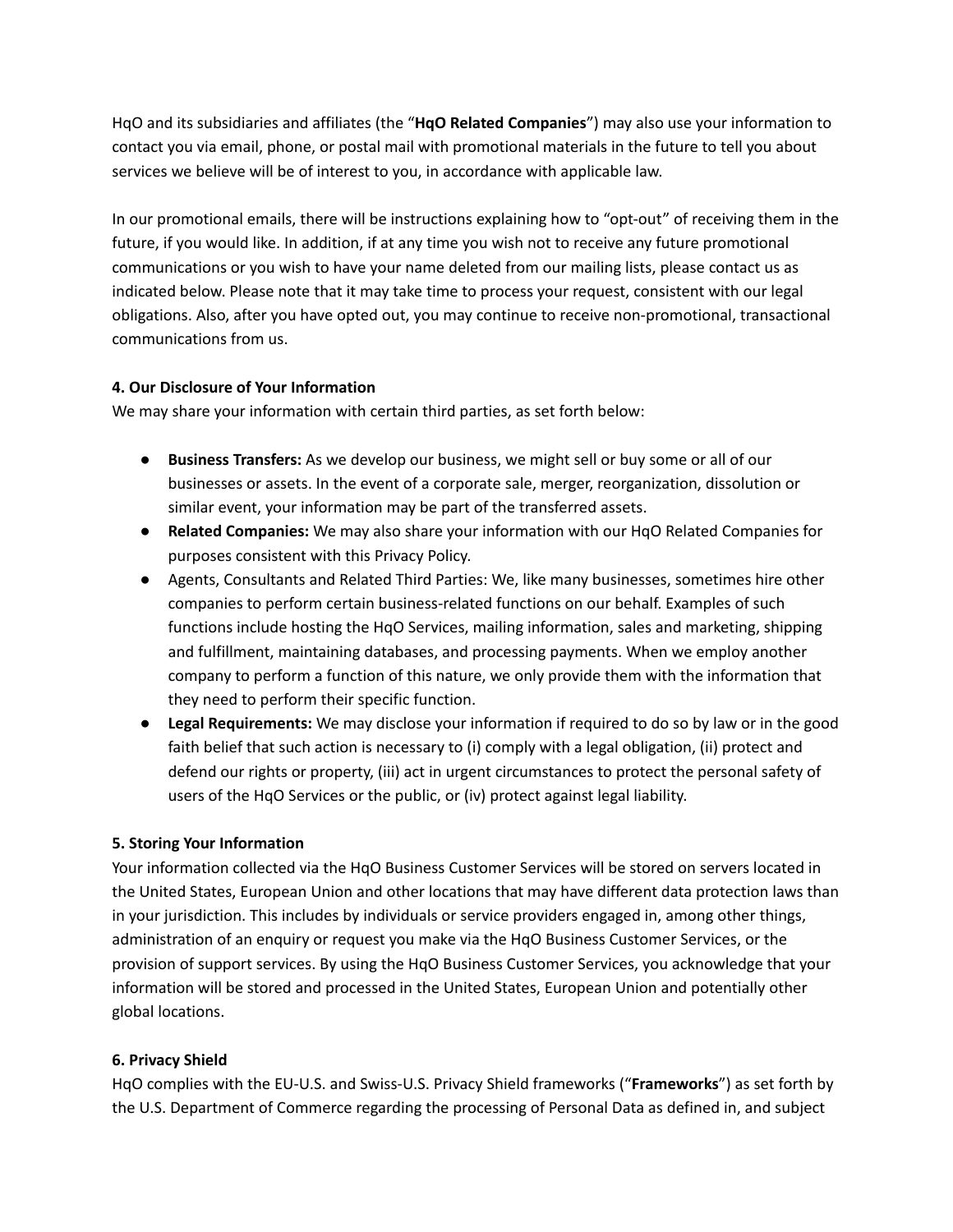HqO and its subsidiaries and affiliates (the "**HqO Related Companies**") may also use your information to contact you via email, phone, or postal mail with promotional materials in the future to tell you about services we believe will be of interest to you, in accordance with applicable law.

In our promotional emails, there will be instructions explaining how to "opt-out" of receiving them in the future, if you would like. In addition, if at any time you wish not to receive any future promotional communications or you wish to have your name deleted from our mailing lists, please contact us as indicated below. Please note that it may take time to process your request, consistent with our legal obligations. Also, after you have opted out, you may continue to receive non-promotional, transactional communications from us.

**4. Our Disclosure of Your Information**

We may share your information with certain third parties, as set forth below:

- **Business Transfers:** As we develop our business, we might sell or buy some or all of our businesses or assets. In the event of a corporate sale, merger, reorganization, dissolution or similar event, your information may be part of the transferred assets.
- **Related Companies:** We may also share your information with our HqO Related Companies for purposes consistent with this Privacy Policy.
- Agents, Consultants and Related Third Parties: We, like many businesses, sometimes hire other companies to perform certain business-related functions on our behalf. Examples of such functions include hosting the HqO Services, mailing information, sales and marketing, shipping and fulfillment, maintaining databases, and processing payments. When we employ another company to perform a function of this nature, we only provide them with the information that they need to perform their specific function.
- **Legal Requirements:** We may disclose your information if required to do so by law or in the good faith belief that such action is necessary to (i) comply with a legal obligation, (ii) protect and defend our rights or property, (iii) act in urgent circumstances to protect the personal safety of users of the HqO Services or the public, or (iv) protect against legal liability.

**5. Storing Your Information**

Your information collected via the HqO Business Customer Services will be stored on servers located in the United States, European Union and other locations that may have different data protection laws than in your jurisdiction. This includes by individuals or service providers engaged in, among other things, administration of an enquiry or request you make via the HqO Business Customer Services, or the provision of support services. By using the HqO Business Customer Services, you acknowledge that your information will be stored and processed in the United States, European Union and potentially other global locations.

**6. Privacy Shield**

HqO complies with the EU-U.S. and Swiss-U.S. Privacy Shield frameworks ("**Frameworks**") as set forth by the U.S. Department of Commerce regarding the processing of Personal Data as defined in, and subject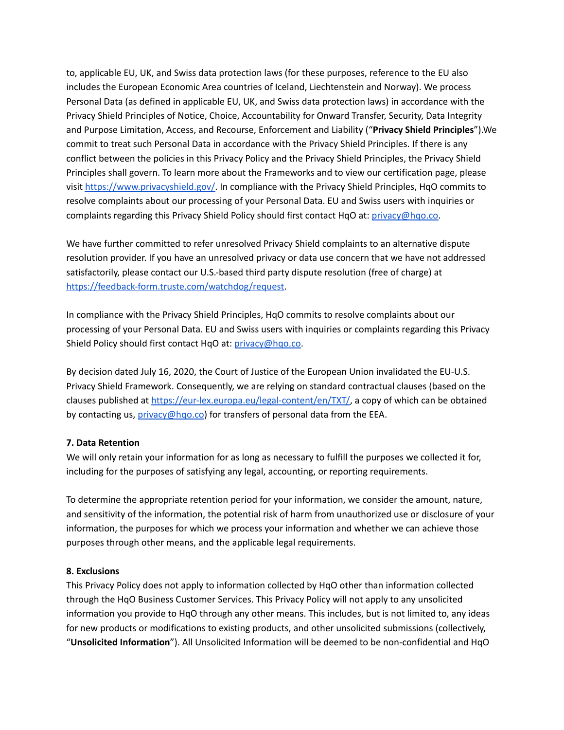to, applicable EU, UK, and Swiss data protection laws (for these purposes, reference to the EU also includes the European Economic Area countries of Iceland, Liechtenstein and Norway). We process Personal Data (as defined in applicable EU, UK, and Swiss data protection laws) in accordance with the Privacy Shield Principles of Notice, Choice, Accountability for Onward Transfer, Security, Data Integrity and Purpose Limitation, Access, and Recourse, Enforcement and Liability ("**Privacy Shield Principles**").We commit to treat such Personal Data in accordance with the Privacy Shield Principles. If there is any conflict between the policies in this Privacy Policy and the Privacy Shield Principles, the Privacy Shield Principles shall govern. To learn more about the Frameworks and to view our certification page, please visit [https://www.privacyshield.gov/](https://www.privacyshield.gov/). In compliance with the Privacy Shield Principles, HqO commits to resolve complaints about our processing of your Personal Data. EU and Swiss users with inquiries or complaints regarding this Privacy Shield Policy should first contact HqO at: [privacy@hqo.co](mailto:privacy@hqo.co).

We have further committed to refer unresolved Privacy Shield complaints to an alternative dispute resolution provider. If you have an unresolved privacy or data use concern that we have not addressed satisfactorily, please contact our U.S.-based third party dispute resolution (free of charge) at [https://feedback-form.truste.com/watchdog/request](https://feedback-form.truste.com/watchdog/request).

In compliance with the Privacy Shield Principles, HqO commits to resolve complaints about our processing of your Personal Data. EU and Swiss users with inquiries or complaints regarding this Privacy Shield Policy should first contact HqO at: [privacy@hqo.co](mailto:privacy@hqo.co).

By decision dated July 16, 2020, the Court of Justice of the European Union invalidated the EU-U.S. Privacy Shield Framework. Consequently, we are relying on standard contractual clauses (based on the clauses published at [https://eur-lex.europa.eu/legal-content/en/TXT/](https://eur-lex.europa.eu/legal-content/en/TXT/), a copy of which can be obtained by contacting us, [privacy@hqo.co](mailto:privacy@hqo.co)) for transfers of personal data from the EEA.

**7. Data Retention**

We will only retain your information for as long as necessary to fulfill the purposes we collected it for, including for the purposes of satisfying any legal, accounting, or reporting requirements.

To determine the appropriate retention period for your information, we consider the amount, nature, and sensitivity of the information, the potential risk of harm from unauthorized use or disclosure of your information, the purposes for which we process your information and whether we can achieve those purposes through other means, and the applicable legal requirements.

**8. Exclusions**

This Privacy Policy does not apply to information collected by HqO other than information collected through the HqO Business Customer Services. This Privacy Policy will not apply to any unsolicited information you provide to HqO through any other means. This includes, but is not limited to, any ideas for new products or modifications to existing products, and other unsolicited submissions (collectively, "**Unsolicited Information**"). All Unsolicited Information will be deemed to be non-confidential and HqO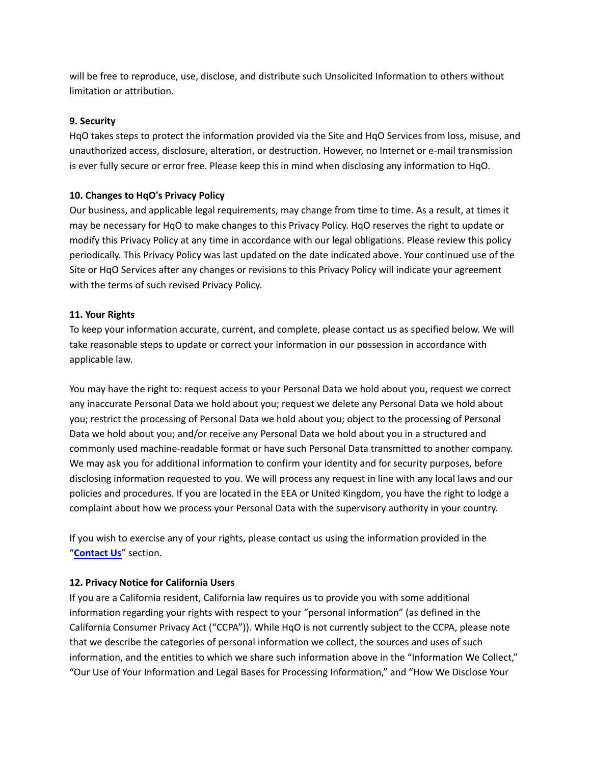will be free to reproduce, use, disclose, and distribute such Unsolicited Information to others without limitation or attribution.

**9. Security**

HqO takes steps to protect the information provided via the Site and HqO Services from loss, misuse, and unauthorized access, disclosure, alteration, or destruction. However, no Internet or e-mail transmission is ever fully secure or error free. Please keep this in mind when disclosing any information to HqO.

**10. Changes to HqO's Privacy Policy**

Our business, and applicable legal requirements, may change from time to time. As a result, at times it may be necessary for HqO to make changes to this Privacy Policy. HqO reserves the right to update or modify this Privacy Policy at any time in accordance with our legal obligations. Please review this policy periodically. This Privacy Policy was last updated on the date indicated above. Your continued use of the Site or HqO Services after any changes or revisions to this Privacy Policy will indicate your agreement with the terms of such revised Privacy Policy.

**11. Your Rights**

To keep your information accurate, current, and complete, please contact us as specified below. We will take reasonable steps to update or correct your information in our possession in accordance with applicable law.

You may have the right to: request access to your Personal Data we hold about you, request we correct any inaccurate Personal Data we hold about you; request we delete any Personal Data we hold about you; restrict the processing of Personal Data we hold about you; object to the processing of Personal Data we hold about you; and/or receive any Personal Data we hold about you in a structured and commonly used machine-readable format or have such Personal Data transmitted to another company. We may ask you for additional information to confirm your identity and for security purposes, before disclosing information requested to you. We will process any request in line with any local laws and our policies and procedures. If you are located in the EEA or United Kingdom, you have the right to lodge a complaint about how we process your Personal Data with the supervisory authority in your country.

If you wish to exercise any of your rights, please contact us using the information provided in the "**Contact Us**" section.

**12. Privacy Notice for California Users**

If you are a California resident, California law requires us to provide you with some additional information regarding your rights with respect to your "personal information" (as defined in the California Consumer Privacy Act ("CCPA")). While HqO is not currently subject to the CCPA, please note that we describe the categories of personal information we collect, the sources and uses of such information, and the entities to which we share such information above in the "Information We Collect," "Our Use of Your Information and Legal Bases for Processing Information," and "How We Disclose Your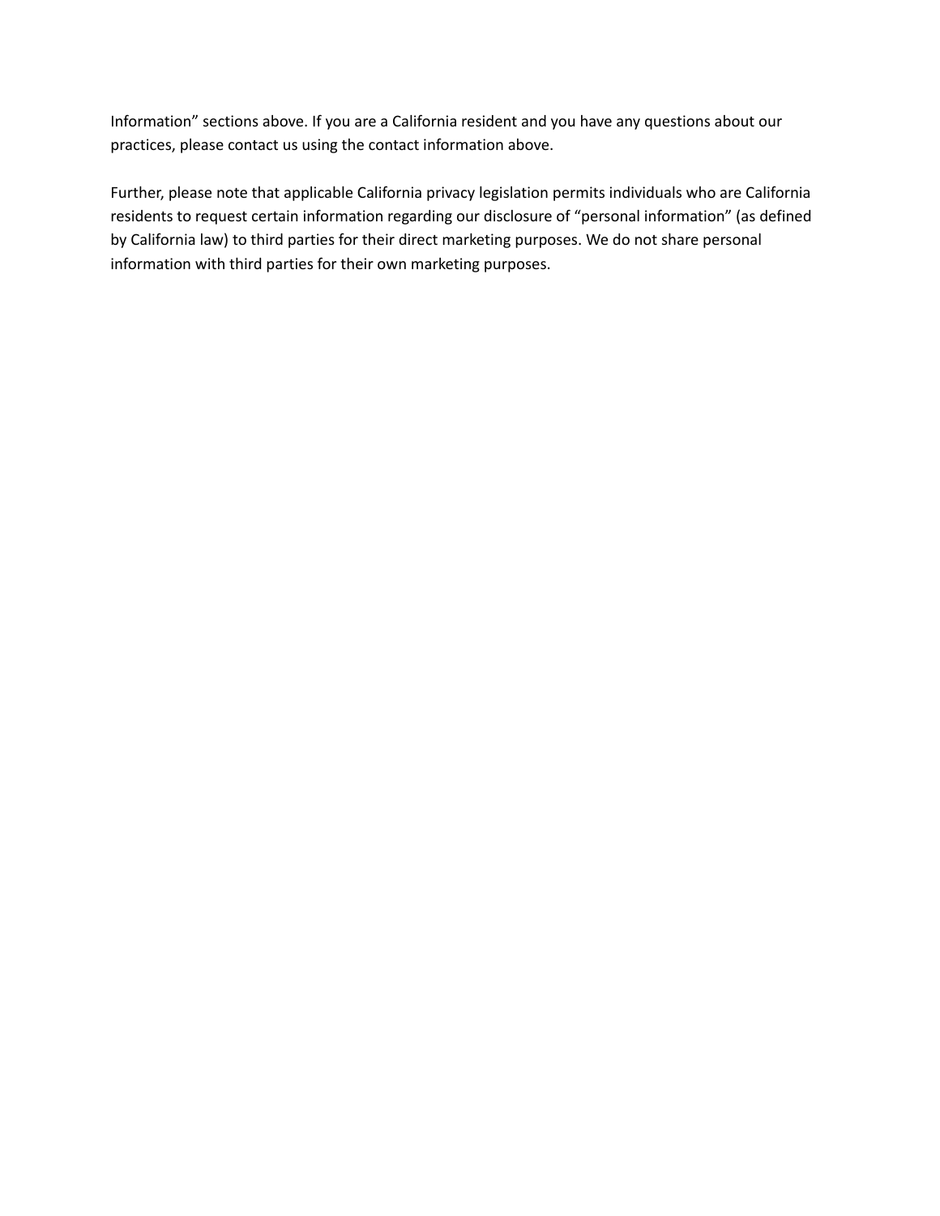Information" sections above. If you are a California resident and you have any questions about our practices, please contact us using the contact information above.

Further, please note that applicable California privacy legislation permits individuals who are California residents to request certain information regarding our disclosure of "personal information" (as defined by California law) to third parties for their direct marketing purposes. We do not share personal information with third parties for their own marketing purposes.